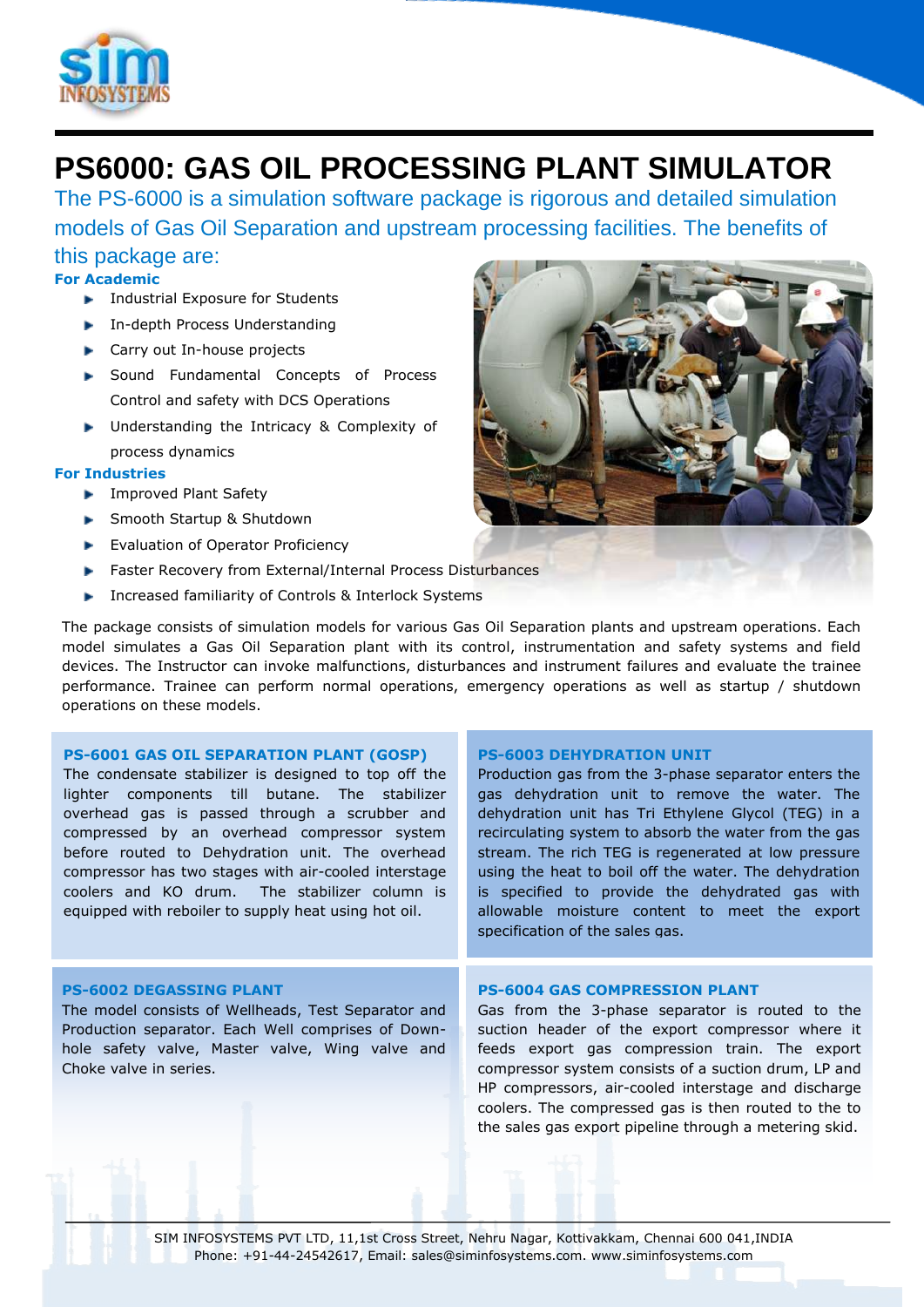# PS6000: GAS OIL PROCESSING PLANT SIMULATOR

The PS-6000 is a simulation software package is rigorous and detailed simulation models of Gas Oil Separation and upstream processing facilities. The benefits of this package are:

**For Academic**

- Industrial Exposure for Students
- In-depth Process Understanding
- Carry out In-house projects
- Sound Fundamental Concepts of Process Control and safety with DCS Operations
- Understanding the Intricacy & Complexity of process dynamics

**For Industries**

- Improved Plant Safety
- Smooth Startup & Shutdown
- Evaluation of Operator Proficiency
- Faster Recovery from External/Internal Process Disturbances
- Increased familiarity of Controls & Interlock Systems

The package consists of simulation models for various Gas Oil Separation plants and upstream operations. Each model simulates a Gas Oil Separation plant with its control, instrumentation and safety systems and field devices. The Instructor can invoke malfunctions, disturbances and instrument failures and evaluate the trainee performance. Trainee can perform normal operations, emergency operations as well as startup / shutdown operations on these models.

### PS-6001 GAS OIL SEPARATION PLANT (GOSP)

The condensate stabilizer is designed to top off the lighter components till butane. The stabilizer overhead gas is passed through a scrubber and compressed by an overhead compressor system before routed to Dehydration unit. The overhead compressor has two stages with air-cooled interstage coolers and KO drum. The stabilizer column is equipped with reboiler to supply heat using hot oil.

### PS-6002 DEGASSING PLANT

The model consists of Wellheads, Test Separator and Production separator. Each Well comprises of Down-hole safety valve, Master valve, Wing valve and Choke valve in series.

### PS-6003 DEHYDRATION UNIT

Production gas from the 3-phase separator enters the gas dehydration unit to remove the water. The dehydration unit has Tri Ethylene Glycol (TEG) in a recirculating system to absorb the water from the gas stream. The rich TEG is regenerated at low pressure using the heat to boil off the water. The dehydration is specified to provide the dehydrated gas with allowable moisture content to meet the export specification of the sales gas.

### PS-6004 GAS COMPRESSION PLANT

Gas from the 3-phase separator is routed to the suction header of the export compressor where it feeds export gas compression train. The export compressor system consists of a suction drum, LP and HP compressors, air-cooled interstage and discharge coolers. The compressed gas is then routed to the to the sales gas export pipeline through a metering skid.

SIM INFOSYSTEMS PVT LTD, 11,1st Cross Street, Nehru Nagar, Kottivakkam, Chennai 600 041,INDIA
Phone: +91-44-24542617, Email: sales@siminfosystems.com. www.siminfosystems.com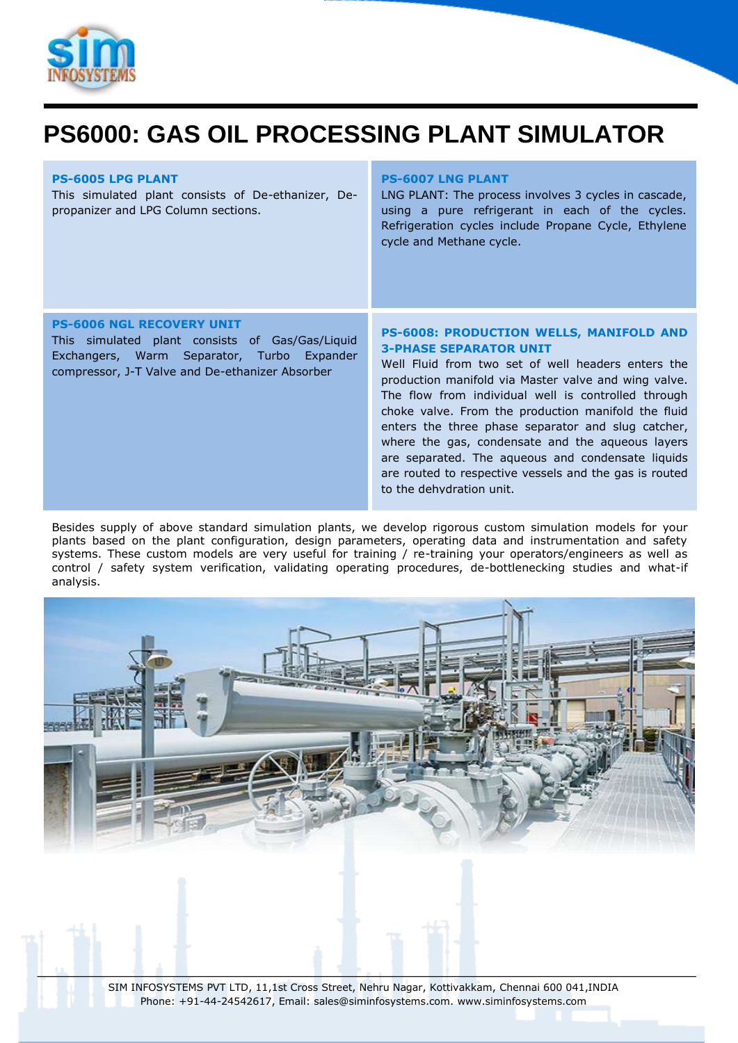# PS6000: GAS OIL PROCESSING PLANT SIMULATOR

### PS-6005 LPG PLANT

This simulated plant consists of De-ethanizer, De-propanizer and LPG Column sections.

### PS-6007 LNG PLANT

LNG PLANT: The process involves 3 cycles in cascade, using a pure refrigerant in each of the cycles. Refrigeration cycles include Propane Cycle, Ethylene cycle and Methane cycle.

### PS-6006 NGL RECOVERY UNIT

This simulated plant consists of Gas/Gas/Liquid Exchangers, Warm Separator, Turbo Expander compressor, J-T Valve and De-ethanizer Absorber

### PS-6008: PRODUCTION WELLS, MANIFOLD AND 3-PHASE SEPARATOR UNIT

Well Fluid from two set of well headers enters the production manifold via Master valve and wing valve. The flow from individual well is controlled through choke valve. From the production manifold the fluid enters the three phase separator and slug catcher, where the gas, condensate and the aqueous layers are separated. The aqueous and condensate liquids are routed to respective vessels and the gas is routed to the dehydration unit.

Besides supply of above standard simulation plants, we develop rigorous custom simulation models for your plants based on the plant configuration, design parameters, operating data and instrumentation and safety systems. These custom models are very useful for training / re-training your operators/engineers as well as control / safety system verification, validating operating procedures, de-bottlenecking studies and what-if analysis.

SIM INFOSYSTEMS PVT LTD, 11,1st Cross Street, Nehru Nagar, Kottivakkam, Chennai 600 041,INDIA
Phone: +91-44-24542617, Email: sales@siminfosystems.com. www.siminfosystems.com